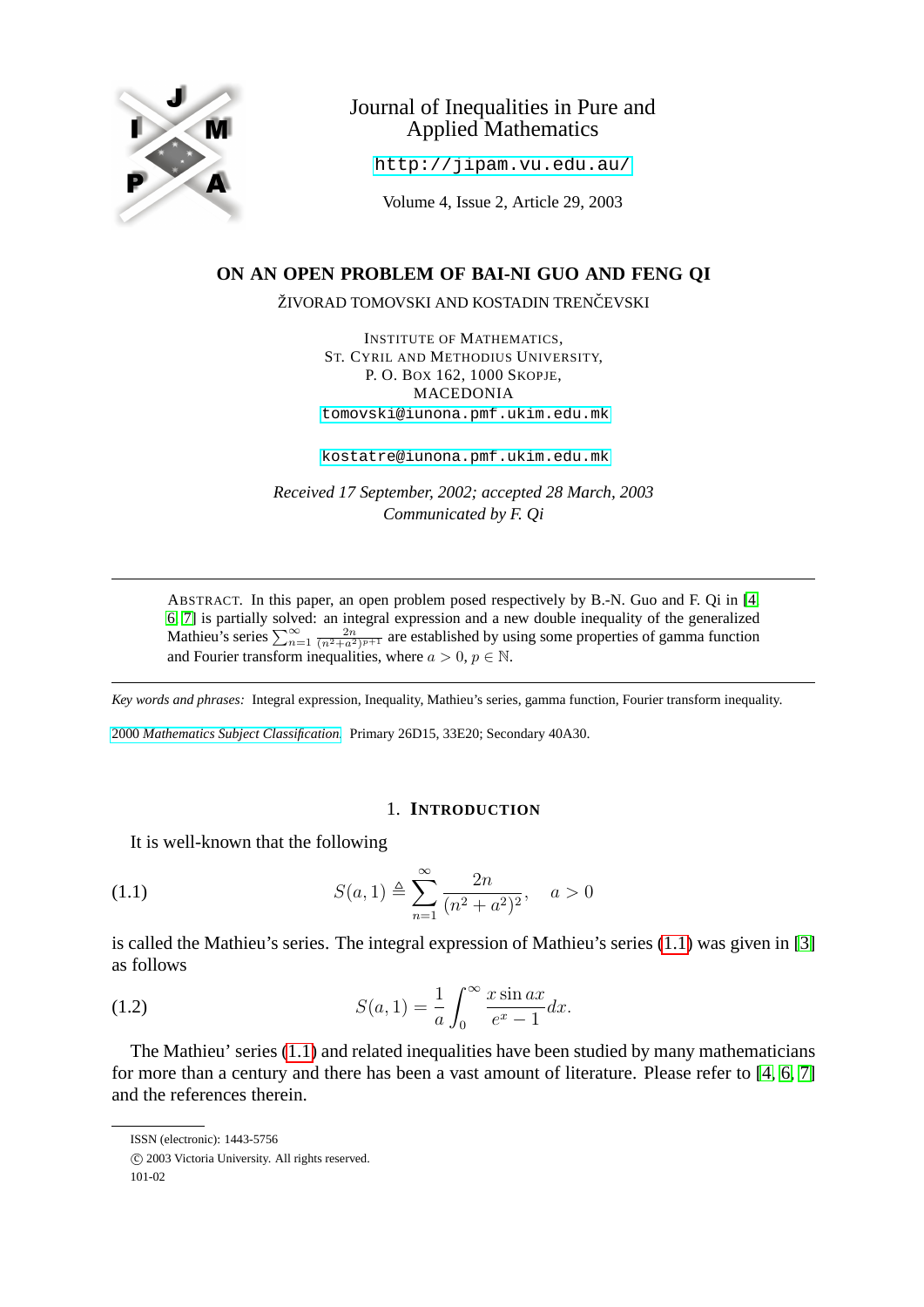Journal of Inequalities in Pure and Applied Mathematics

http://jipam.vu.edu.au/

Volume 4, Issue 2, Article 29, 2003

# ON AN OPEN PROBLEM OF BAI-NI GUO AND FENG QI

ŽIVORAD TOMOVSKI AND KOSTADIN TRENČEVSKI

INSTITUTE OF MATHEMATICS,
ST. CYRIL AND METHODIUS UNIVERSITY,
P. O. BOX 162, 1000 SKOPJE,
MACEDONIA
tomovski@iunona.pmf.ukim.edu.mk

kostatre@iunona.pmf.ukim.edu.mk

*Received 17 September, 2002; accepted 28 March, 2003*
*Communicated by F. Qi*

---

ABSTRACT. In this paper, an open problem posed respectively by B.-N. Guo and F. Qi in [4, 6, 7] is partially solved: an integral expression and a new double inequality of the generalized Mathieu's series $\sum_{n=1}^{\infty} \frac{2n}{(n^2+a^2)^{p+1}}$ are established by using some properties of gamma function and Fourier transform inequalities, where $a > 0$, $p \in \mathbb{N}$.

---

*Key words and phrases:* Integral expression, Inequality, Mathieu's series, gamma function, Fourier transform inequality.

2000 *Mathematics Subject Classification.* Primary 26D15, 33E20; Secondary 40A30.

## 1. INTRODUCTION

It is well-known that the following

$$S(a,1) \triangleq \sum_{n=1}^{\infty} \frac{2n}{(n^2+a^2)^2}, \quad a > 0 \tag{1.1}$$

is called the Mathieu's series. The integral expression of Mathieu's series (1.1) was given in [3] as follows

$$S(a,1) = \frac{1}{a} \int_0^{\infty} \frac{x \sin ax}{e^x - 1} dx. \tag{1.2}$$

The Mathieu' series (1.1) and related inequalities have been studied by many mathematicians for more than a century and there has been a vast amount of literature. Please refer to [4, 6, 7] and the references therein.

ISSN (electronic): 1443-5756
© 2003 Victoria University. All rights reserved.
101-02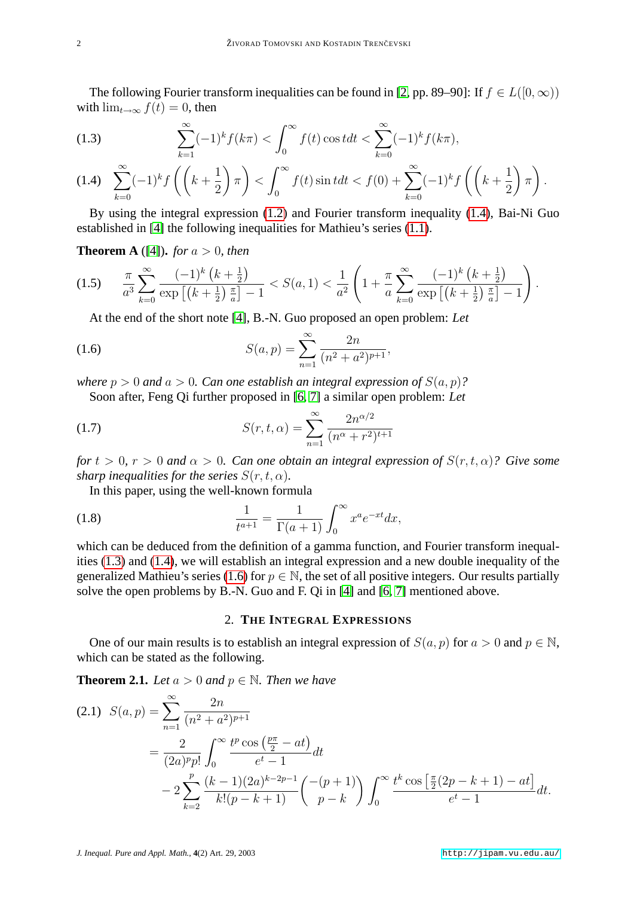The following Fourier transform inequalities can be found in [2, pp. 89–90]: If $f \in L([0,\infty))$ with $\lim_{t\to\infty} f(t) = 0$, then

$$\sum_{k=1}^{\infty}(-1)^k f(k\pi) < \int_0^\infty f(t)\cos t dt < \sum_{k=0}^{\infty}(-1)^k f(k\pi), \tag{1.3}$$

$$\sum_{k=0}^{\infty}(-1)^k f\left(\left(k+\frac{1}{2}\right)\pi\right) < \int_0^\infty f(t)\sin t dt < f(0) + \sum_{k=0}^{\infty}(-1)^k f\left(\left(k+\frac{1}{2}\right)\pi\right). \tag{1.4}$$

By using the integral expression (1.2) and Fourier transform inequality (1.4), Bai-Ni Guo established in [4] the following inequalities for Mathieu's series (1.1).

**Theorem A** ([4])**.** *for $a > 0$, then*

$$\frac{\pi}{a^3}\sum_{k=0}^{\infty}\frac{(-1)^k\left(k+\frac{1}{2}\right)}{\exp\left[\left(k+\frac{1}{2}\right)\frac{\pi}{a}\right]-1} < S(a,1) < \frac{1}{a^2}\left(1+\frac{\pi}{a}\sum_{k=0}^{\infty}\frac{(-1)^k\left(k+\frac{1}{2}\right)}{\exp\left[\left(k+\frac{1}{2}\right)\frac{\pi}{a}\right]-1}\right). \tag{1.5}$$

At the end of the short note [4], B.-N. Guo proposed an open problem: *Let*

$$S(a,p) = \sum_{n=1}^{\infty}\frac{2n}{(n^2+a^2)^{p+1}}, \tag{1.6}$$

*where $p > 0$ and $a > 0$. Can one establish an integral expression of $S(a,p)$?*

Soon after, Feng Qi further proposed in [6, 7] a similar open problem: *Let*

$$S(r,t,\alpha) = \sum_{n=1}^{\infty}\frac{2n^{\alpha/2}}{(n^\alpha+r^2)^{t+1}} \tag{1.7}$$

*for $t > 0$, $r > 0$ and $\alpha > 0$. Can one obtain an integral expression of $S(r,t,\alpha)$? Give some sharp inequalities for the series $S(r,t,\alpha)$.*

In this paper, using the well-known formula

$$\frac{1}{t^{a+1}} = \frac{1}{\Gamma(a+1)}\int_0^\infty x^a e^{-xt}dx, \tag{1.8}$$

which can be deduced from the definition of a gamma function, and Fourier transform inequalities (1.3) and (1.4), we will establish an integral expression and a new double inequality of the generalized Mathieu's series (1.6) for $p \in \mathbb{N}$, the set of all positive integers. Our results partially solve the open problems by B.-N. Guo and F. Qi in [4] and [6, 7] mentioned above.

## 2. The Integral Expressions

One of our main results is to establish an integral expression of $S(a,p)$ for $a > 0$ and $p \in \mathbb{N}$, which can be stated as the following.

**Theorem 2.1.** *Let $a > 0$ and $p \in \mathbb{N}$. Then we have*

$$\begin{aligned} S(a,p) &= \sum_{n=1}^{\infty}\frac{2n}{(n^2+a^2)^{p+1}} \\ &= \frac{2}{(2a)^p p!}\int_0^\infty \frac{t^p\cos\left(\frac{p\pi}{2}-at\right)}{e^t-1}dt \\ &\quad - 2\sum_{k=2}^{p}\frac{(k-1)(2a)^{k-2p-1}}{k!(p-k+1)}\binom{-(p+1)}{p-k}\int_0^\infty \frac{t^k\cos\left[\frac{\pi}{2}(2p-k+1)-at\right]}{e^t-1}dt. \end{aligned} \tag{2.1}$$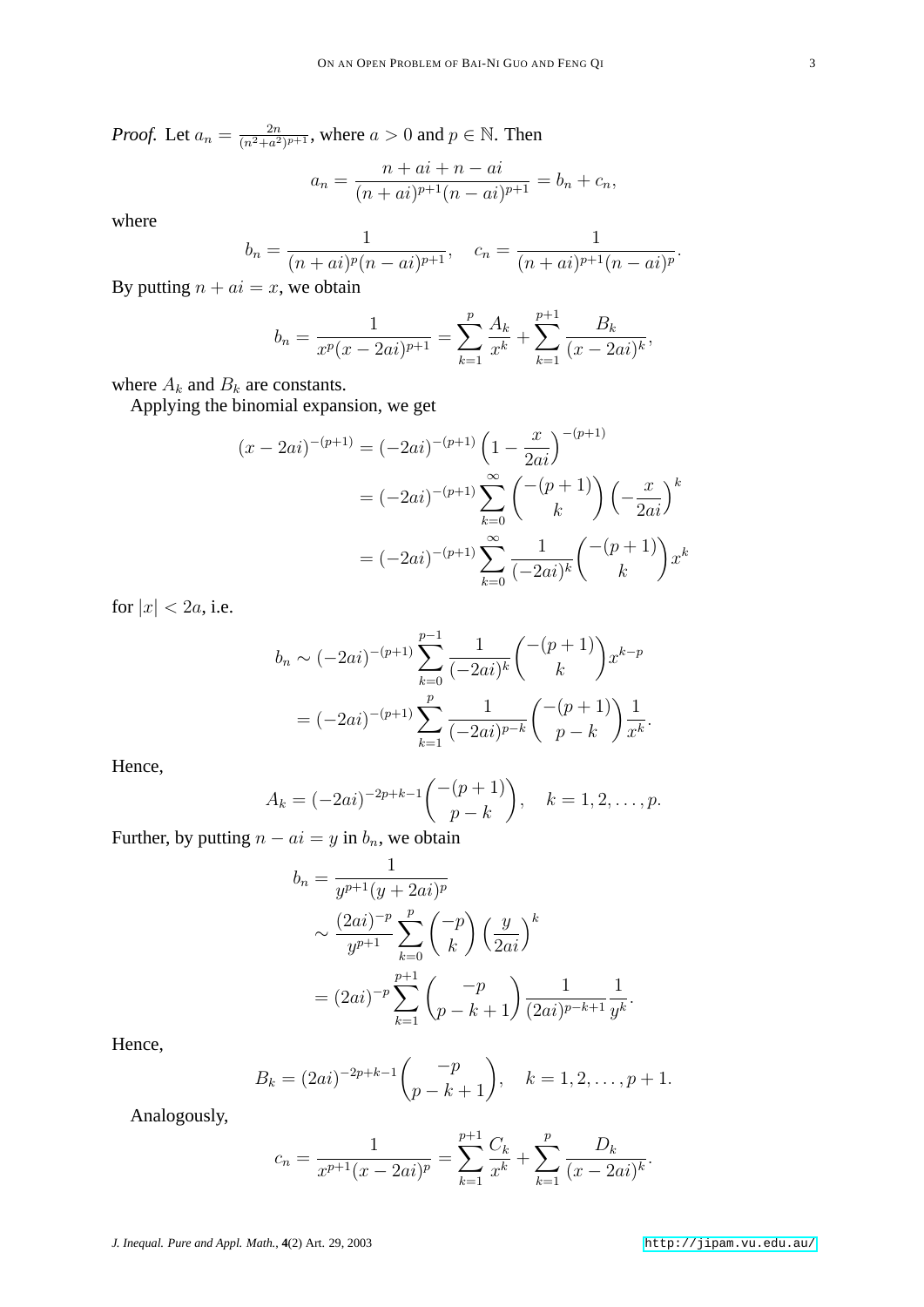*Proof.* Let $a_n = \frac{2n}{(n^2+a^2)^{p+1}}$, where $a > 0$ and $p \in \mathbb{N}$. Then

$$a_n = \frac{n + ai + n - ai}{(n + ai)^{p+1}(n - ai)^{p+1}} = b_n + c_n,$$

where

$$b_n = \frac{1}{(n + ai)^p (n - ai)^{p+1}}, \quad c_n = \frac{1}{(n + ai)^{p+1}(n - ai)^p}.$$

By putting $n + ai = x$, we obtain

$$b_n = \frac{1}{x^p (x - 2ai)^{p+1}} = \sum_{k=1}^{p} \frac{A_k}{x^k} + \sum_{k=1}^{p+1} \frac{B_k}{(x - 2ai)^k},$$

where $A_k$ and $B_k$ are constants.

Applying the binomial expansion, we get

$$\begin{aligned}
(x - 2ai)^{-(p+1)} &= (-2ai)^{-(p+1)} \left(1 - \frac{x}{2ai}\right)^{-(p+1)} \\
&= (-2ai)^{-(p+1)} \sum_{k=0}^{\infty} \binom{-(p+1)}{k} \left(-\frac{x}{2ai}\right)^k \\
&= (-2ai)^{-(p+1)} \sum_{k=0}^{\infty} \frac{1}{(-2ai)^k} \binom{-(p+1)}{k} x^k
\end{aligned}$$

for $|x| < 2a$, i.e.

$$\begin{aligned}
b_n &\sim (-2ai)^{-(p+1)} \sum_{k=0}^{p-1} \frac{1}{(-2ai)^k} \binom{-(p+1)}{k} x^{k-p} \\
&= (-2ai)^{-(p+1)} \sum_{k=1}^{p} \frac{1}{(-2ai)^{p-k}} \binom{-(p+1)}{p-k} \frac{1}{x^k}.
\end{aligned}$$

Hence,

$$A_k = (-2ai)^{-2p+k-1} \binom{-(p+1)}{p-k}, \quad k = 1, 2, \dots, p.$$

Further, by putting $n - ai = y$ in $b_n$, we obtain

$$\begin{aligned}
b_n &= \frac{1}{y^{p+1}(y + 2ai)^p} \\
&\sim \frac{(2ai)^{-p}}{y^{p+1}} \sum_{k=0}^{p} \binom{-p}{k} \left(\frac{y}{2ai}\right)^k \\
&= (2ai)^{-p} \sum_{k=1}^{p+1} \binom{-p}{p-k+1} \frac{1}{(2ai)^{p-k+1}} \frac{1}{y^k}.
\end{aligned}$$

Hence,

$$B_k = (2ai)^{-2p+k-1} \binom{-p}{p-k+1}, \quad k = 1, 2, \dots, p+1.$$

Analogously,

$$c_n = \frac{1}{x^{p+1}(x - 2ai)^p} = \sum_{k=1}^{p+1} \frac{C_k}{x^k} + \sum_{k=1}^{p} \frac{D_k}{(x - 2ai)^k}.$$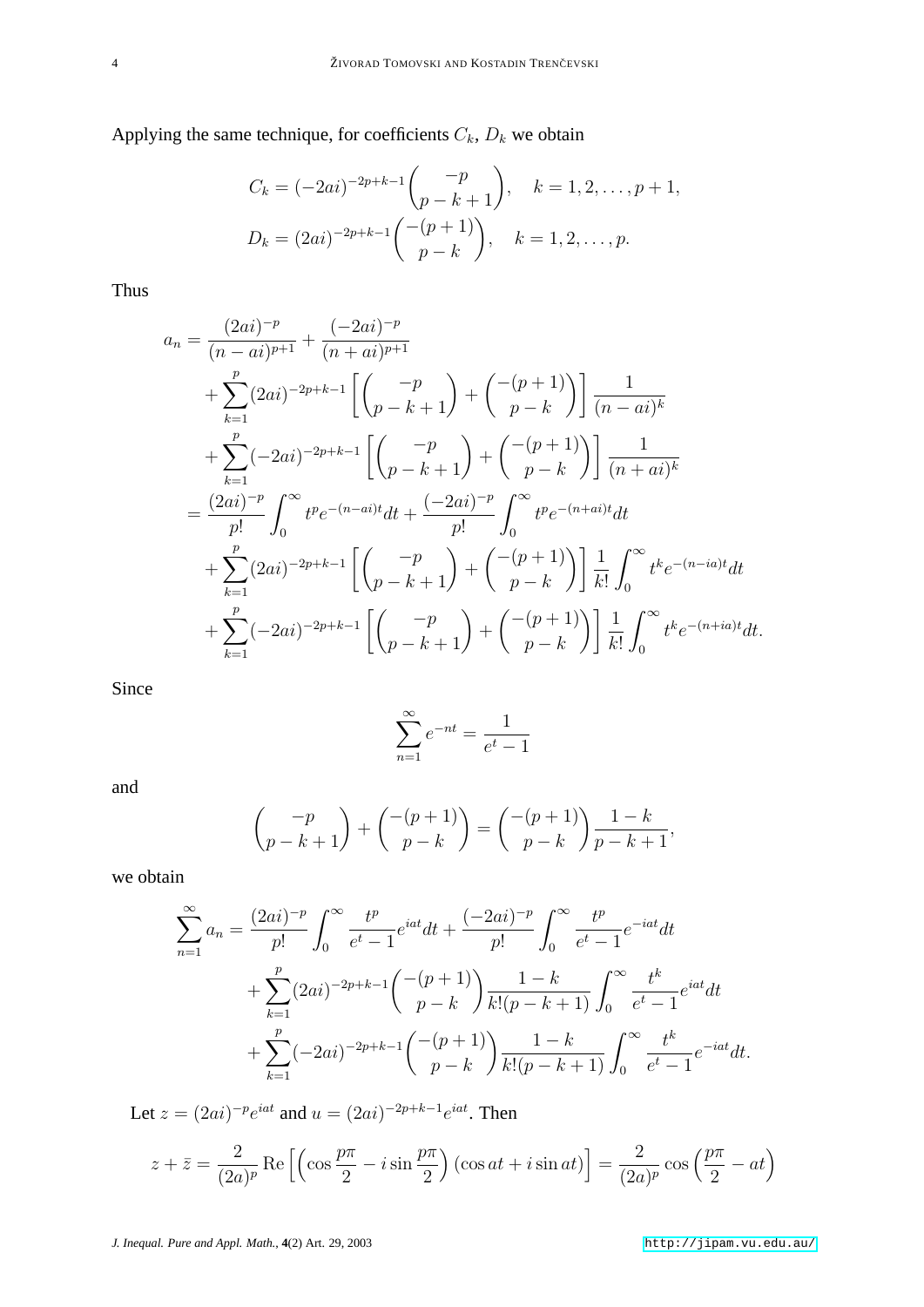Applying the same technique, for coefficients $C_k$, $D_k$ we obtain

$$C_k = (-2ai)^{-2p+k-1}\binom{-p}{p-k+1}, \quad k = 1,2,\dots,p+1,$$
$$D_k = (2ai)^{-2p+k-1}\binom{-(p+1)}{p-k}, \quad k = 1,2,\dots,p.$$

Thus

$$\begin{aligned}
a_n &= \frac{(2ai)^{-p}}{(n-ai)^{p+1}} + \frac{(-2ai)^{-p}}{(n+ai)^{p+1}} \\
&\quad + \sum_{k=1}^{p}(2ai)^{-2p+k-1}\left[\binom{-p}{p-k+1} + \binom{-(p+1)}{p-k}\right]\frac{1}{(n-ai)^k} \\
&\quad + \sum_{k=1}^{p}(-2ai)^{-2p+k-1}\left[\binom{-p}{p-k+1} + \binom{-(p+1)}{p-k}\right]\frac{1}{(n+ai)^k} \\
&= \frac{(2ai)^{-p}}{p!}\int_0^\infty t^p e^{-(n-ai)t}dt + \frac{(-2ai)^{-p}}{p!}\int_0^\infty t^p e^{-(n+ai)t}dt \\
&\quad + \sum_{k=1}^{p}(2ai)^{-2p+k-1}\left[\binom{-p}{p-k+1} + \binom{-(p+1)}{p-k}\right]\frac{1}{k!}\int_0^\infty t^k e^{-(n-ia)t}dt \\
&\quad + \sum_{k=1}^{p}(-2ai)^{-2p+k-1}\left[\binom{-p}{p-k+1} + \binom{-(p+1)}{p-k}\right]\frac{1}{k!}\int_0^\infty t^k e^{-(n+ia)t}dt.
\end{aligned}$$

Since

$$\sum_{n=1}^{\infty} e^{-nt} = \frac{1}{e^t - 1}$$

and

$$\binom{-p}{p-k+1} + \binom{-(p+1)}{p-k} = \binom{-(p+1)}{p-k}\frac{1-k}{p-k+1},$$

we obtain

$$\begin{aligned}
\sum_{n=1}^{\infty} a_n &= \frac{(2ai)^{-p}}{p!}\int_0^\infty \frac{t^p}{e^t-1}e^{iat}dt + \frac{(-2ai)^{-p}}{p!}\int_0^\infty \frac{t^p}{e^t-1}e^{-iat}dt \\
&\quad + \sum_{k=1}^{p}(2ai)^{-2p+k-1}\binom{-(p+1)}{p-k}\frac{1-k}{k!(p-k+1)}\int_0^\infty \frac{t^k}{e^t-1}e^{iat}dt \\
&\quad + \sum_{k=1}^{p}(-2ai)^{-2p+k-1}\binom{-(p+1)}{p-k}\frac{1-k}{k!(p-k+1)}\int_0^\infty \frac{t^k}{e^t-1}e^{-iat}dt.
\end{aligned}$$

Let $z = (2ai)^{-p}e^{iat}$ and $u = (2ai)^{-2p+k-1}e^{iat}$. Then

$$z + \bar{z} = \frac{2}{(2a)^p}\operatorname{Re}\left[\left(\cos\frac{p\pi}{2} - i\sin\frac{p\pi}{2}\right)(\cos at + i\sin at)\right] = \frac{2}{(2a)^p}\cos\left(\frac{p\pi}{2} - at\right)$$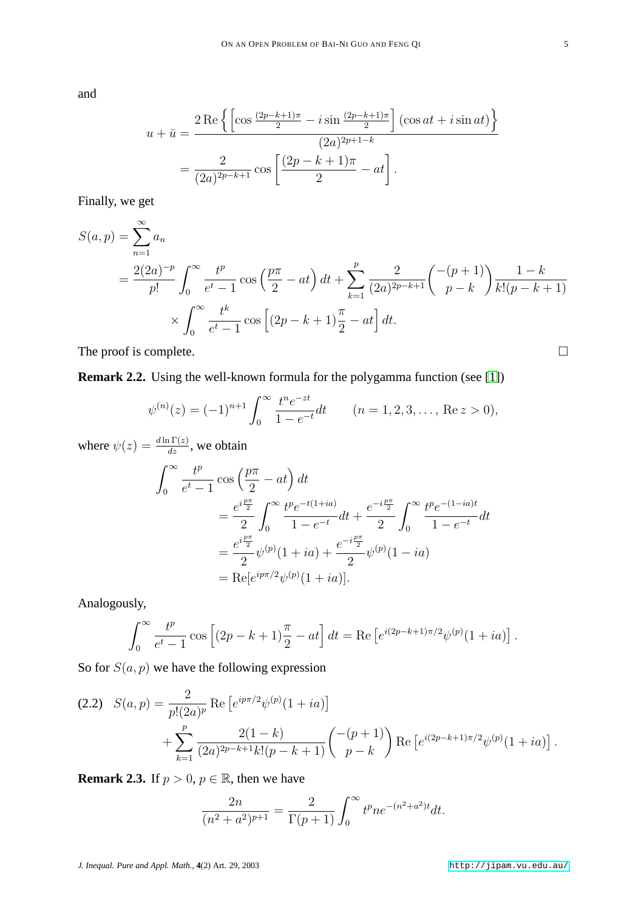and

$$
\begin{aligned}
u+\bar{u} &= \frac{2\operatorname{Re}\left\{\left[\cos\frac{(2p-k+1)\pi}{2} - i\sin\frac{(2p-k+1)\pi}{2}\right](\cos at + i\sin at)\right\}}{(2a)^{2p+1-k}} \\
&= \frac{2}{(2a)^{2p-k+1}}\cos\left[\frac{(2p-k+1)\pi}{2} - at\right].
\end{aligned}
$$

Finally, we get

$$
\begin{aligned}
S(a,p) &= \sum_{n=1}^{\infty} a_n \\
&= \frac{2(2a)^{-p}}{p!}\int_0^\infty \frac{t^p}{e^t-1}\cos\left(\frac{p\pi}{2} - at\right)dt + \sum_{k=1}^{p}\frac{2}{(2a)^{2p-k+1}}\binom{-(p+1)}{p-k}\frac{1-k}{k!(p-k+1)} \\
&\quad \times \int_0^\infty \frac{t^k}{e^t-1}\cos\left[(2p-k+1)\frac{\pi}{2} - at\right]dt.
\end{aligned}
$$

The proof is complete. □

**Remark 2.2.** Using the well-known formula for the polygamma function (see [1])

$$
\psi^{(n)}(z) = (-1)^{n+1}\int_0^\infty \frac{t^n e^{-zt}}{1-e^{-t}}dt \qquad (n = 1,2,3,\dots,\ \operatorname{Re} z > 0),
$$

where $\psi(z) = \frac{d\ln\Gamma(z)}{dz}$, we obtain

$$
\begin{aligned}
\int_0^\infty & \frac{t^p}{e^t-1}\cos\left(\frac{p\pi}{2} - at\right)dt \\
&= \frac{e^{i\frac{p\pi}{2}}}{2}\int_0^\infty \frac{t^p e^{-t(1+ia)}}{1-e^{-t}}dt + \frac{e^{-i\frac{p\pi}{2}}}{2}\int_0^\infty \frac{t^p e^{-(1-ia)t}}{1-e^{-t}}dt \\
&= \frac{e^{i\frac{p\pi}{2}}}{2}\psi^{(p)}(1+ia) + \frac{e^{-i\frac{p\pi}{2}}}{2}\psi^{(p)}(1-ia) \\
&= \operatorname{Re}[e^{ip\pi/2}\psi^{(p)}(1+ia)].
\end{aligned}
$$

Analogously,

$$
\int_0^\infty \frac{t^p}{e^t-1}\cos\left[(2p-k+1)\frac{\pi}{2} - at\right]dt = \operatorname{Re}\left[e^{i(2p-k+1)\pi/2}\psi^{(p)}(1+ia)\right].
$$

So for $S(a,p)$ we have the following expression

$$
\begin{aligned}
\text{(2.2)} \quad S(a,p) &= \frac{2}{p!(2a)^p}\operatorname{Re}\left[e^{ip\pi/2}\psi^{(p)}(1+ia)\right] \\
&\quad + \sum_{k=1}^{p}\frac{2(1-k)}{(2a)^{2p-k+1}k!(p-k+1)}\binom{-(p+1)}{p-k}\operatorname{Re}\left[e^{i(2p-k+1)\pi/2}\psi^{(p)}(1+ia)\right].
\end{aligned}
$$

**Remark 2.3.** If $p > 0$, $p \in \mathbb{R}$, then we have

$$
\frac{2n}{(n^2+a^2)^{p+1}} = \frac{2}{\Gamma(p+1)}\int_0^\infty t^p n e^{-(n^2+a^2)t}dt.
$$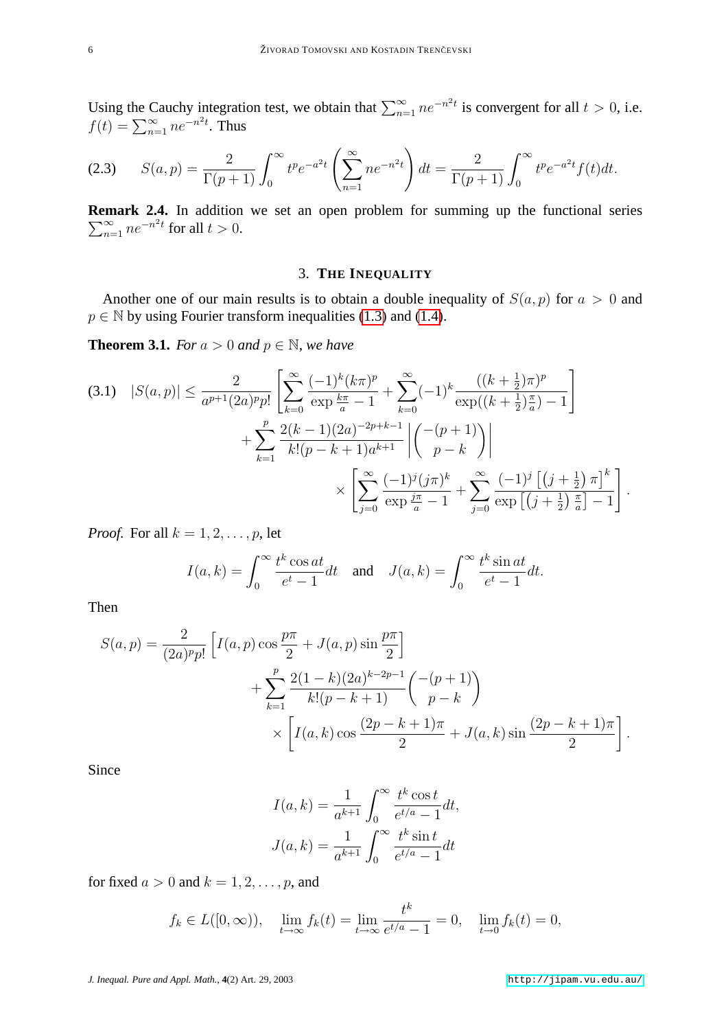Using the Cauchy integration test, we obtain that $\sum_{n=1}^{\infty} ne^{-n^2 t}$ is convergent for all $t > 0$, i.e. $f(t) = \sum_{n=1}^{\infty} ne^{-n^2 t}$. Thus

$$S(a,p) = \frac{2}{\Gamma(p+1)} \int_0^{\infty} t^p e^{-a^2 t} \left( \sum_{n=1}^{\infty} ne^{-n^2 t} \right) dt = \frac{2}{\Gamma(p+1)} \int_0^{\infty} t^p e^{-a^2 t} f(t) dt. \tag{2.3}$$

**Remark 2.4.** In addition we set an open problem for summing up the functional series $\sum_{n=1}^{\infty} ne^{-n^2 t}$ for all $t > 0$.

## 3. The Inequality

Another one of our main results is to obtain a double inequality of $S(a,p)$ for $a > 0$ and $p \in \mathbb{N}$ by using Fourier transform inequalities (1.3) and (1.4).

**Theorem 3.1.** *For $a > 0$ and $p \in \mathbb{N}$, we have*

$$\begin{aligned}
|S(a,p)| \leq \frac{2}{a^{p+1}(2a)^p p!} &\left[ \sum_{k=0}^{\infty} \frac{(-1)^k (k\pi)^p}{\exp \frac{k\pi}{a} - 1} + \sum_{k=0}^{\infty} (-1)^k \frac{((k+\frac{1}{2})\pi)^p}{\exp((k+\frac{1}{2})\frac{\pi}{a}) - 1} \right] \\
&+ \sum_{k=1}^{p} \frac{2(k-1)(2a)^{-2p+k-1}}{k!(p-k+1)a^{k+1}} \left| \binom{-(p+1)}{p-k} \right| \\
&\qquad \times \left[ \sum_{j=0}^{\infty} \frac{(-1)^j (j\pi)^k}{\exp \frac{j\pi}{a} - 1} + \sum_{j=0}^{\infty} \frac{(-1)^j \left[ \left(j+\frac{1}{2}\right)\pi \right]^k}{\exp\left[ \left(j+\frac{1}{2}\right)\frac{\pi}{a} \right] - 1} \right].
\end{aligned} \tag{3.1}$$

*Proof.* For all $k = 1, 2, \ldots, p$, let

$$I(a,k) = \int_0^{\infty} \frac{t^k \cos at}{e^t - 1} dt \quad \text{and} \quad J(a,k) = \int_0^{\infty} \frac{t^k \sin at}{e^t - 1} dt.$$

Then

$$\begin{aligned}
S(a,p) = \frac{2}{(2a)^p p!} &\left[ I(a,p) \cos \frac{p\pi}{2} + J(a,p) \sin \frac{p\pi}{2} \right] \\
&+ \sum_{k=1}^{p} \frac{2(1-k)(2a)^{k-2p-1}}{k!(p-k+1)} \binom{-(p+1)}{p-k} \\
&\qquad \times \left[ I(a,k) \cos \frac{(2p-k+1)\pi}{2} + J(a,k) \sin \frac{(2p-k+1)\pi}{2} \right].
\end{aligned}$$

Since

$$\begin{aligned}
I(a,k) &= \frac{1}{a^{k+1}} \int_0^{\infty} \frac{t^k \cos t}{e^{t/a} - 1} dt, \\
J(a,k) &= \frac{1}{a^{k+1}} \int_0^{\infty} \frac{t^k \sin t}{e^{t/a} - 1} dt
\end{aligned}$$

for fixed $a > 0$ and $k = 1, 2, \ldots, p$, and

$$f_k \in L([0,\infty)), \quad \lim_{t\to\infty} f_k(t) = \lim_{t\to\infty} \frac{t^k}{e^{t/a} - 1} = 0, \quad \lim_{t\to 0} f_k(t) = 0,$$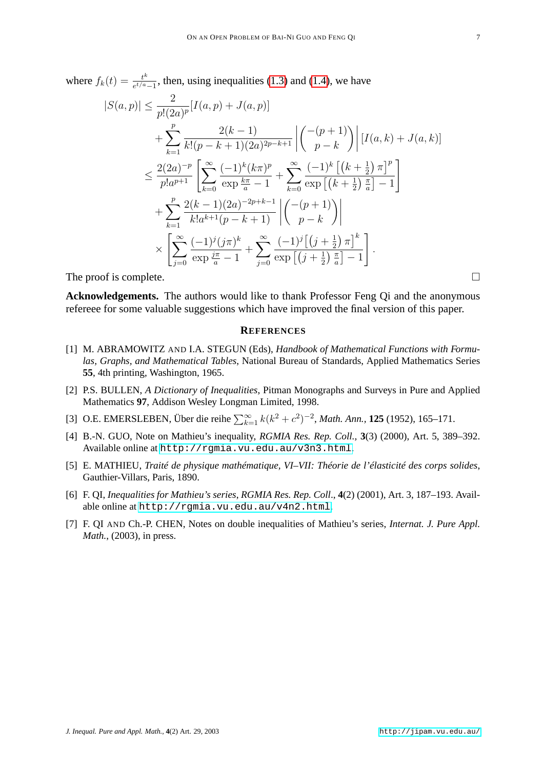where $f_k(t) = \frac{t^k}{e^{t/a}-1}$, then, using inequalities (1.3) and (1.4), we have

$$
\begin{aligned}
|S(a,p)| &\leq \frac{2}{p!(2a)^p}[I(a,p)+J(a,p)] \\
&\quad + \sum_{k=1}^{p} \frac{2(k-1)}{k!(p-k+1)(2a)^{2p-k+1}} \left| \binom{-(p+1)}{p-k} \right| [I(a,k)+J(a,k)] \\
&\leq \frac{2(2a)^{-p}}{p!a^{p+1}} \left[ \sum_{k=0}^{\infty} \frac{(-1)^k (k\pi)^p}{\exp\frac{k\pi}{a}-1} + \sum_{k=0}^{\infty} \frac{(-1)^k \left[\left(k+\frac{1}{2}\right)\pi\right]^p}{\exp\left[\left(k+\frac{1}{2}\right)\frac{\pi}{a}\right]-1} \right] \\
&\quad + \sum_{k=1}^{p} \frac{2(k-1)(2a)^{-2p+k-1}}{k!a^{k+1}(p-k+1)} \left| \binom{-(p+1)}{p-k} \right| \\
&\quad \times \left[ \sum_{j=0}^{\infty} \frac{(-1)^j (j\pi)^k}{\exp\frac{j\pi}{a}-1} + \sum_{j=0}^{\infty} \frac{(-1)^j \left[\left(j+\frac{1}{2}\right)\pi\right]^k}{\exp\left[\left(j+\frac{1}{2}\right)\frac{\pi}{a}\right]-1} \right].
\end{aligned}
$$

The proof is complete. □

**Acknowledgements.** The authors would like to thank Professor Feng Qi and the anonymous refereee for some valuable suggestions which have improved the final version of this paper.

## References

[1] M. ABRAMOWITZ AND I.A. STEGUN (Eds), *Handbook of Mathematical Functions with Formulas, Graphs, and Mathematical Tables*, National Bureau of Standards, Applied Mathematics Series **55**, 4th printing, Washington, 1965.

[2] P.S. BULLEN, *A Dictionary of Inequalities*, Pitman Monographs and Surveys in Pure and Applied Mathematics **97**, Addison Wesley Longman Limited, 1998.

[3] O.E. EMERSLEBEN, Über die reihe $\sum_{k=1}^{\infty} k(k^2+c^2)^{-2}$, *Math. Ann.*, **125** (1952), 165–171.

[4] B.-N. GUO, Note on Mathieu's inequality, *RGMIA Res. Rep. Coll.*, **3**(3) (2000), Art. 5, 389–392. Available online at http://rgmia.vu.edu.au/v3n3.html.

[5] E. MATHIEU, *Traité de physique mathématique, VI–VII: Théorie de l'élasticité des corps solides*, Gauthier-Villars, Paris, 1890.

[6] F. QI, *Inequalities for Mathieu's series*, *RGMIA Res. Rep. Coll.*, **4**(2) (2001), Art. 3, 187–193. Available online at http://rgmia.vu.edu.au/v4n2.html.

[7] F. QI AND Ch.-P. CHEN, Notes on double inequalities of Mathieu's series, *Internat. J. Pure Appl. Math.*, (2003), in press.